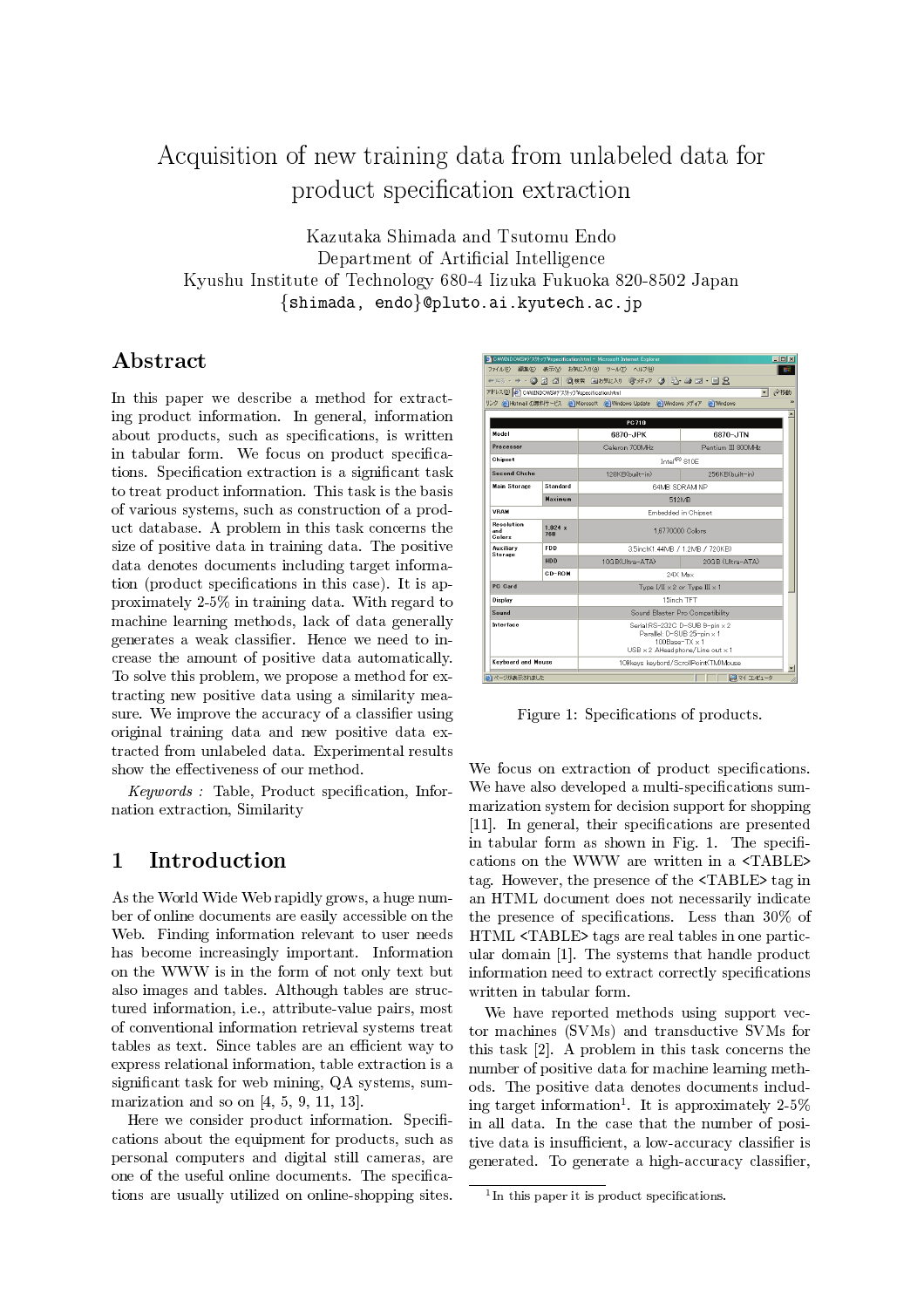# Acquisition of new training data from unlabeled data for product specification extraction

Kazutaka Shimada and Tsutomu Endo
Department of Artificial Intelligence
Kyushu Institute of Technology 680-4 Iizuka Fukuoka 820-8502 Japan
{shimada, endo}@pluto.ai.kyutech.ac.jp

## Abstract

In this paper we describe a method for extracting product information. In general, information about products, such as specifications, is written in tabular form. We focus on product specifications. Specification extraction is a significant task to treat product information. This task is the basis of various systems, such as construction of a product database. A problem in this task concerns the size of positive data in training data. The positive data denotes documents including target information (product specifications in this case). It is approximately 2-5% in training data. With regard to machine learning methods, lack of data generally generates a weak classifier. Hence we need to increase the amount of positive data automatically. To solve this problem, we propose a method for extracting new positive data using a similarity measure. We improve the accuracy of a classifier using original training data and new positive data extracted from unlabeled data. Experimental results show the effectiveness of our method.

*Keywords :* Table, Product specification, Information extraction, Similarity

## 1 Introduction

As the World Wide Web rapidly grows, a huge number of online documents are easily accessible on the Web. Finding information relevant to user needs has become increasingly important. Information on the WWW is in the form of not only text but also images and tables. Although tables are structured information, i.e., attribute-value pairs, most of conventional information retrieval systems treat tables as text. Since tables are an efficient way to express relational information, table extraction is a significant task for web mining, QA systems, summarization and so on [4, 5, 9, 11, 13].

Here we consider product information. Specifications about the equipment for products, such as personal computers and digital still cameras, are one of the useful online documents. The specifications are usually utilized on online-shopping sites.

Figure 1: Specifications of products.

We focus on extraction of product specifications. We have also developed a multi-specifications summarization system for decision support for shopping [11]. In general, their specifications are presented in tabular form as shown in Fig. 1. The specifications on the WWW are written in a <TABLE> tag. However, the presence of the <TABLE> tag in an HTML document does not necessarily indicate the presence of specifications. Less than 30% of HTML <TABLE> tags are real tables in one particular domain [1]. The systems that handle product information need to extract correctly specifications written in tabular form.

We have reported methods using support vector machines (SVMs) and transductive SVMs for this task [2]. A problem in this task concerns the number of positive data for machine learning methods. The positive data denotes documents including target information[1]. It is approximately 2-5% in all data. In the case that the number of positive data is insufficient, a low-accuracy classifier is generated. To generate a high-accuracy classifier,

[1] In this paper it is product specifications.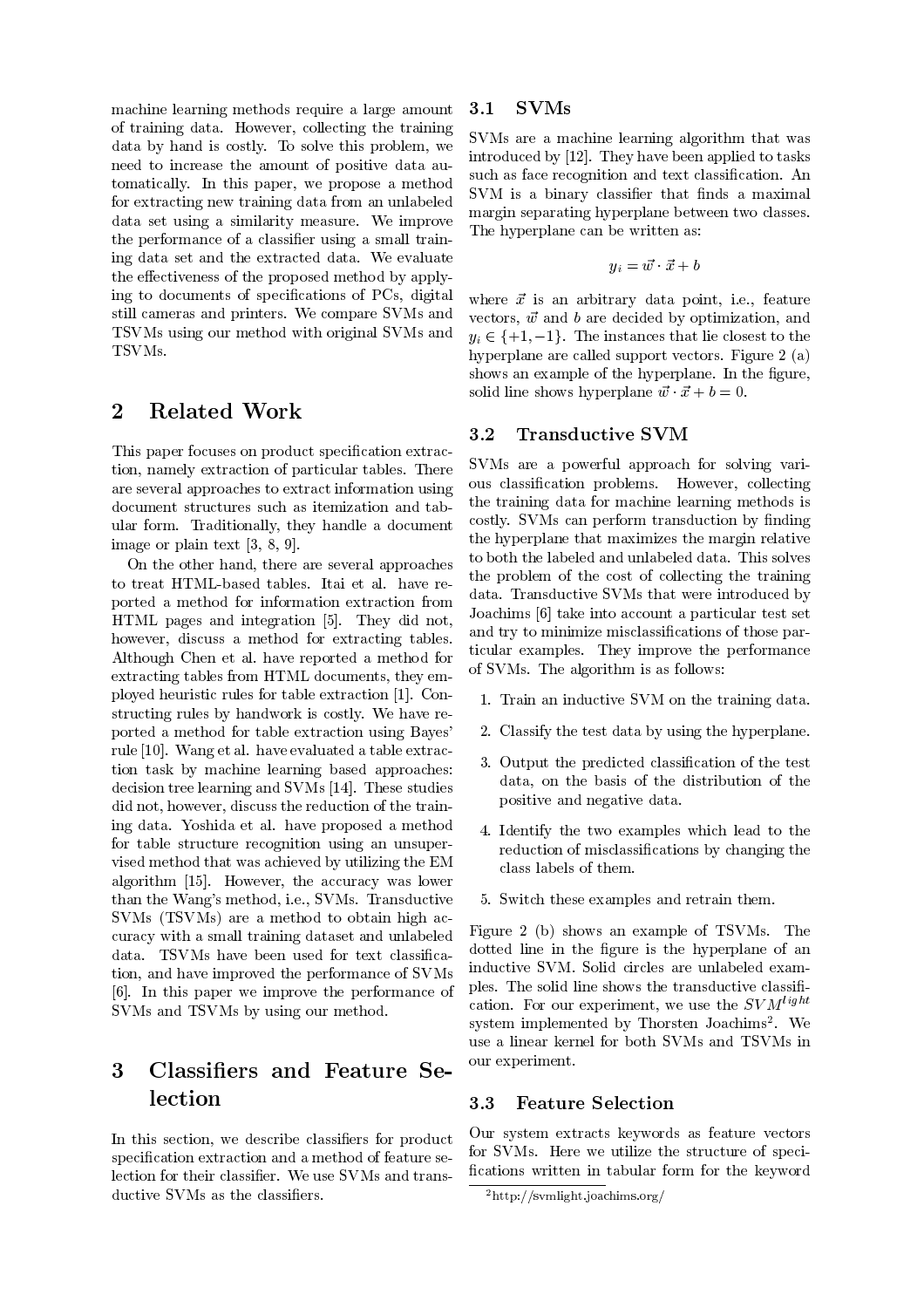machine learning methods require a large amount of training data. However, collecting the training data by hand is costly. To solve this problem, we need to increase the amount of positive data automatically. In this paper, we propose a method for extracting new training data from an unlabeled data set using a similarity measure. We improve the performance of a classifier using a small training data set and the extracted data. We evaluate the effectiveness of the proposed method by applying to documents of specifications of PCs, digital still cameras and printers. We compare SVMs and TSVMs using our method with original SVMs and TSVMs.

## 2 Related Work

This paper focuses on product specification extraction, namely extraction of particular tables. There are several approaches to extract information using document structures such as itemization and tabular form. Traditionally, they handle a document image or plain text [3, 8, 9].

On the other hand, there are several approaches to treat HTML-based tables. Itai et al. have reported a method for information extraction from HTML pages and integration [5]. They did not, however, discuss a method for extracting tables. Although Chen et al. have reported a method for extracting tables from HTML documents, they employed heuristic rules for table extraction [1]. Constructing rules by handwork is costly. We have reported a method for table extraction using Bayes' rule [10]. Wang et al. have evaluated a table extraction task by machine learning based approaches: decision tree learning and SVMs [14]. These studies did not, however, discuss the reduction of the training data. Yoshida et al. have proposed a method for table structure recognition using an unsupervised method that was achieved by utilizing the EM algorithm [15]. However, the accuracy was lower than the Wang's method, i.e., SVMs. Transductive SVMs (TSVMs) are a method to obtain high accuracy with a small training dataset and unlabeled data. TSVMs have been used for text classification, and have improved the performance of SVMs [6]. In this paper we improve the performance of SVMs and TSVMs by using our method.

## 3 Classifiers and Feature Selection

In this section, we describe classifiers for product specification extraction and a method of feature selection for their classifier. We use SVMs and transductive SVMs as the classifiers.

### 3.1 SVMs

SVMs are a machine learning algorithm that was introduced by [12]. They have been applied to tasks such as face recognition and text classification. An SVM is a binary classifier that finds a maximal margin separating hyperplane between two classes. The hyperplane can be written as:

$$y_i = \vec{w} \cdot \vec{x} + b$$

where $\vec{x}$ is an arbitrary data point, i.e., feature vectors, $\vec{w}$ and $b$ are decided by optimization, and $y_i \in \{+1, -1\}$. The instances that lie closest to the hyperplane are called support vectors. Figure 2 (a) shows an example of the hyperplane. In the figure, solid line shows hyperplane $\vec{w} \cdot \vec{x} + b = 0$.

### 3.2 Transductive SVM

SVMs are a powerful approach for solving various classification problems. However, collecting the training data for machine learning methods is costly. SVMs can perform transduction by finding the hyperplane that maximizes the margin relative to both the labeled and unlabeled data. This solves the problem of the cost of collecting the training data. Transductive SVMs that were introduced by Joachims [6] take into account a particular test set and try to minimize misclassifications of those particular examples. They improve the performance of SVMs. The algorithm is as follows:

1. Train an inductive SVM on the training data.
2. Classify the test data by using the hyperplane.
3. Output the predicted classification of the test data, on the basis of the distribution of the positive and negative data.
4. Identify the two examples which lead to the reduction of misclassifications by changing the class labels of them.
5. Switch these examples and retrain them.

Figure 2 (b) shows an example of TSVMs. The dotted line in the figure is the hyperplane of an inductive SVM. Solid circles are unlabeled examples. The solid line shows the transductive classification. For our experiment, we use the $SVM^{light}$ system implemented by Thorsten Joachims[2]. We use a linear kernel for both SVMs and TSVMs in our experiment.

### 3.3 Feature Selection

Our system extracts keywords as feature vectors for SVMs. Here we utilize the structure of specifications written in tabular form for the keyword

[2] http://svmlight.joachims.org/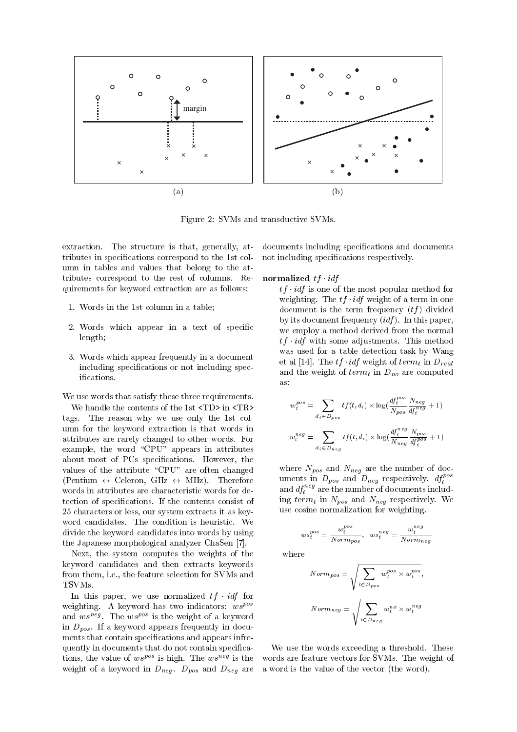Figure 2: SVMs and transductive SVMs.

extraction. The structure is that, generally, attributes in specifications correspond to the 1st column in tables and values that belong to the attributes correspond to the rest of columns. Requirements for keyword extraction are as follows:

1. Words in the 1st column in a table;
2. Words which appear in a text of specific length;
3. Words which appear frequently in a document including specifications or not including specifications.

We use words that satisfy these three requirements.

We handle the contents of the 1st <TD> in <TR> tags. The reason why we use only the 1st column for the keyword extraction is that words in attributes are rarely changed to other words. For example, the word "CPU" appears in attributes about most of PCs specifications. However, the values of the attribute "CPU" are often changed (Pentium ↔ Celeron, GHz ↔ MHz). Therefore words in attributes are characteristic words for detection of specifications. If the contents consist of 25 characters or less, our system extracts it as keyword candidates. The condition is heuristic. We divide the keyword candidates into words by using the Japanese morphological analyzer ChaSen [7].

Next, the system computes the weights of the keyword candidates and then extracts keywords from them, i.e., the feature selection for SVMs and TSVMs.

In this paper, we use normalized $tf \cdot idf$ for weighting. A keyword has two indicators: $ws^{pos}$ and $ws^{neg}$. The $ws^{pos}$ is the weight of a keyword in $D_{pos}$. If a keyword appears frequently in documents that contain specifications and appears infrequently in documents that do not contain specifications, the value of $ws^{pos}$ is high. The $ws^{neg}$ is the weight of a keyword in $D_{neg}$. $D_{pos}$ and $D_{neg}$ are documents including specifications and documents not including specifications respectively.

**normalized** $tf \cdot idf$

$tf \cdot idf$ is one of the most popular method for weighting. The $tf \cdot idf$ weight of a term in one document is the term frequency ($tf$) divided by its document frequency ($idf$). In this paper, we employ a method derived from the normal $tf \cdot idf$ with some adjustments. This method was used for a table detection task by Wang et al [14]. The $tf \cdot idf$ weight of $term_t$ in $D_{real}$ and the weight of $term_t$ in $D_{no}$ are computed as:

$$w_t^{pos} = \sum_{d_i \in D_{pos}} tf(t, d_i) \times \log\left(\frac{df_t^{pos}}{N_{pos}} \frac{N_{neg}}{df_t^{neg}} + 1\right)$$

$$w_t^{neg} = \sum_{d_i \in D_{neg}} tf(t, d_i) \times \log\left(\frac{df_t^{neg}}{N_{neg}} \frac{N_{pos}}{df_t^{pos}} + 1\right)$$

where $N_{pos}$ and $N_{neg}$ are the number of documents in $D_{pos}$ and $D_{neg}$ respectively. $df_t^{pos}$ and $df_t^{neg}$ are the number of documents including $term_t$ in $N_{pos}$ and $N_{neg}$ respectively. We use cosine normalization for weighting.

$$ws_t^{pos} = \frac{w_t^{pos}}{Norm_{pos}}, \quad ws_t^{neg} = \frac{w_t^{neg}}{Norm_{neg}}$$

where

$$Norm_{pos} = \sqrt{\sum_{t \in D_{pos}} w_t^{pos} \times w_t^{pos}},$$

$$Norm_{neg} = \sqrt{\sum_{t \in D_{neg}} w_t^{no} \times w_t^{neg}}$$

We use the words exceeding a threshold. These words are feature vectors for SVMs. The weight of a word is the value of the vector (the word).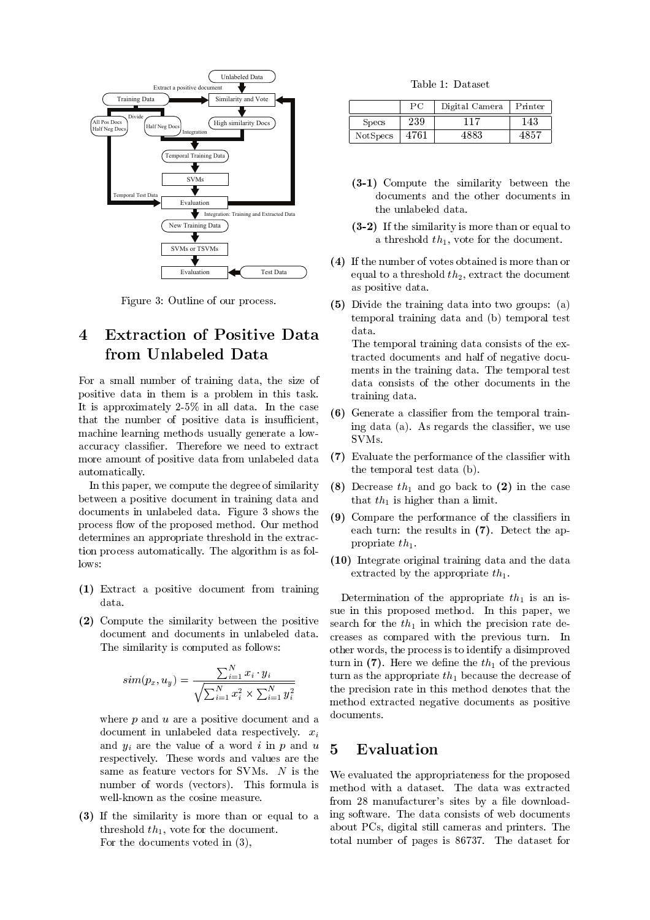Figure 3: Outline of our process.

## 4 Extraction of Positive Data from Unlabeled Data

For a small number of training data, the size of positive data in them is a problem in this task. It is approximately 2-5% in all data. In the case that the number of positive data is insufficient, machine learning methods usually generate a low-accuracy classifier. Therefore we need to extract more amount of positive data from unlabeled data automatically.

In this paper, we compute the degree of similarity between a positive document in training data and documents in unlabeled data. Figure 3 shows the process flow of the proposed method. Our method determines an appropriate threshold in the extraction process automatically. The algorithm is as follows:

**(1)** Extract a positive document from training data.

**(2)** Compute the similarity between the positive document and documents in unlabeled data. The similarity is computed as follows:

$$sim(p_x, u_y) = \frac{\sum_{i=1}^{N} x_i \cdot y_i}{\sqrt{\sum_{i=1}^{N} x_i^2 \times \sum_{i=1}^{N} y_i^2}}$$

where $p$ and $u$ are a positive document and a document in unlabeled data respectively. $x_i$ and $y_i$ are the value of a word $i$ in $p$ and $u$ respectively. These words and values are the same as feature vectors for SVMs. $N$ is the number of words (vectors). This formula is well-known as the cosine measure.

**(3)** If the similarity is more than or equal to a threshold $th_1$, vote for the document.
For the documents voted in (3),

**(3-1)** Compute the similarity between the documents and the other documents in the unlabeled data.

**(3-2)** If the similarity is more than or equal to a threshold $th_1$, vote for the document.

**(4)** If the number of votes obtained is more than or equal to a threshold $th_2$, extract the document as positive data.

**(5)** Divide the training data into two groups: (a) temporal training data and (b) temporal test data.
The temporal training data consists of the extracted documents and half of negative documents in the training data. The temporal test data consists of the other documents in the training data.

**(6)** Generate a classifier from the temporal training data (a). As regards the classifier, we use SVMs.

**(7)** Evaluate the performance of the classifier with the temporal test data (b).

**(8)** Decrease $th_1$ and go back to **(2)** in the case that $th_1$ is higher than a limit.

**(9)** Compare the performance of the classifiers in each turn: the results in **(7)**. Detect the appropriate $th_1$.

**(10)** Integrate original training data and the data extracted by the appropriate $th_1$.

Determination of the appropriate $th_1$ is an issue in this proposed method. In this paper, we search for the $th_1$ in which the precision rate decreases as compared with the previous turn. In other words, the process is to identify a disimproved turn in **(7)**. Here we define the $th_1$ of the previous turn as the appropriate $th_1$ because the decrease of the precision rate in this method denotes that the method extracted negative documents as positive documents.

Table 1: Dataset

| | PC | Digital Camera | Printer |
|---|---|---|---|
| Specs | 239 | 117 | 143 |
| NotSpecs | 4761 | 4883 | 4857 |

## 5 Evaluation

We evaluated the appropriateness for the proposed method with a dataset. The data was extracted from 28 manufacturer's sites by a file downloading software. The data consists of web documents about PCs, digital still cameras and printers. The total number of pages is 86737. The dataset for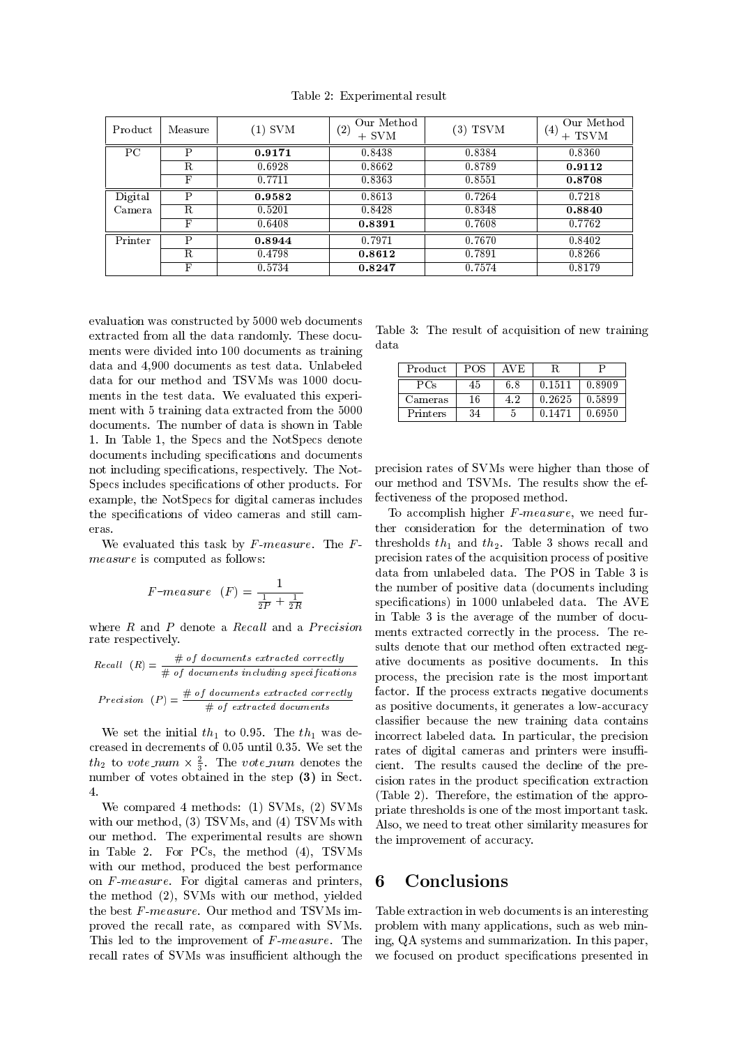Table 2: Experimental result

| Product | Measure | (1) SVM | (2) Our Method + SVM | (3) TSVM | (4) Our Method + TSVM |
|---|---|---|---|---|---|
| PC | P | **0.9171** | 0.8438 | 0.8384 | 0.8360 |
| | R | 0.6928 | 0.8662 | 0.8789 | **0.9112** |
| | F | 0.7711 | 0.8363 | 0.8551 | **0.8708** |
| Digital Camera | P | **0.9582** | 0.8613 | 0.7264 | 0.7218 |
| | R | 0.5201 | 0.8428 | 0.8348 | **0.8840** |
| | F | 0.6408 | **0.8391** | 0.7608 | 0.7762 |
| Printer | P | **0.8944** | 0.7971 | 0.7670 | 0.8402 |
| | R | 0.4798 | **0.8612** | 0.7891 | 0.8266 |
| | F | 0.5734 | **0.8247** | 0.7574 | 0.8179 |

evaluation was constructed by 5000 web documents extracted from all the data randomly. These documents were divided into 100 documents as training data and 4,900 documents as test data. Unlabeled data for our method and TSVMs was 1000 documents in the test data. We evaluated this experiment with 5 training data extracted from the 5000 documents. The number of data is shown in Table 1. In Table 1, the Specs and the NotSpecs denote documents including specifications and documents not including specifications, respectively. The NotSpecs includes specifications of other products. For example, the NotSpecs for digital cameras includes the specifications of video cameras and still cameras.

We evaluated this task by *F-measure*. The *F-measure* is computed as follows:

$$F\text{-}measure \quad (F) = \frac{1}{\frac{1}{2P} + \frac{1}{2R}}$$

where $R$ and $P$ denote a *Recall* and a *Precision* rate respectively.

$$Recall \quad (R) = \frac{\#\ of\ documents\ extracted\ correctly}{\#\ of\ documents\ including\ specifications}$$

$$Precision \quad (P) = \frac{\#\ of\ documents\ extracted\ correctly}{\#\ of\ extracted\ documents}$$

We set the initial $th_1$ to 0.95. The $th_1$ was decreased in decrements of 0.05 until 0.35. We set the $th_2$ to $vote\_num \times \frac{2}{3}$. The $vote\_num$ denotes the number of votes obtained in the step **(3)** in Sect. 4.

We compared 4 methods: (1) SVMs, (2) SVMs with our method, (3) TSVMs, and (4) TSVMs with our method. The experimental results are shown in Table 2. For PCs, the method (4), TSVMs with our method, produced the best performance on *F-measure*. For digital cameras and printers, the method (2), SVMs with our method, yielded the best *F-measure*. Our method and TSVMs improved the recall rate, as compared with SVMs. This led to the improvement of *F-measure*. The recall rates of SVMs was insufficient although the precision rates of SVMs were higher than those of our method and TSVMs. The results show the effectiveness of the proposed method.

Table 3: The result of acquisition of new training data

| Product | POS | AVE | R | P |
|---|---|---|---|---|
| PCs | 45 | 6.8 | 0.1511 | 0.8909 |
| Cameras | 16 | 4.2 | 0.2625 | 0.5899 |
| Printers | 34 | 5 | 0.1471 | 0.6950 |

To accomplish higher *F-measure*, we need further consideration for the determination of two thresholds $th_1$ and $th_2$. Table 3 shows recall and precision rates of the acquisition process of positive data from unlabeled data. The POS in Table 3 is the number of positive data (documents including specifications) in 1000 unlabeled data. The AVE in Table 3 is the average of the number of documents extracted correctly in the process. The results denote that our method often extracted negative documents as positive documents. In this process, the precision rate is the most important factor. If the process extracts negative documents as positive documents, it generates a low-accuracy classifier because the new training data contains incorrect labeled data. In particular, the precision rates of digital cameras and printers were insufficient. The results caused the decline of the precision rates in the product specification extraction (Table 2). Therefore, the estimation of the appropriate thresholds is one of the most important task. Also, we need to treat other similarity measures for the improvement of accuracy.

## 6 Conclusions

Table extraction in web documents is an interesting problem with many applications, such as web mining, QA systems and summarization. In this paper, we focused on product specifications presented in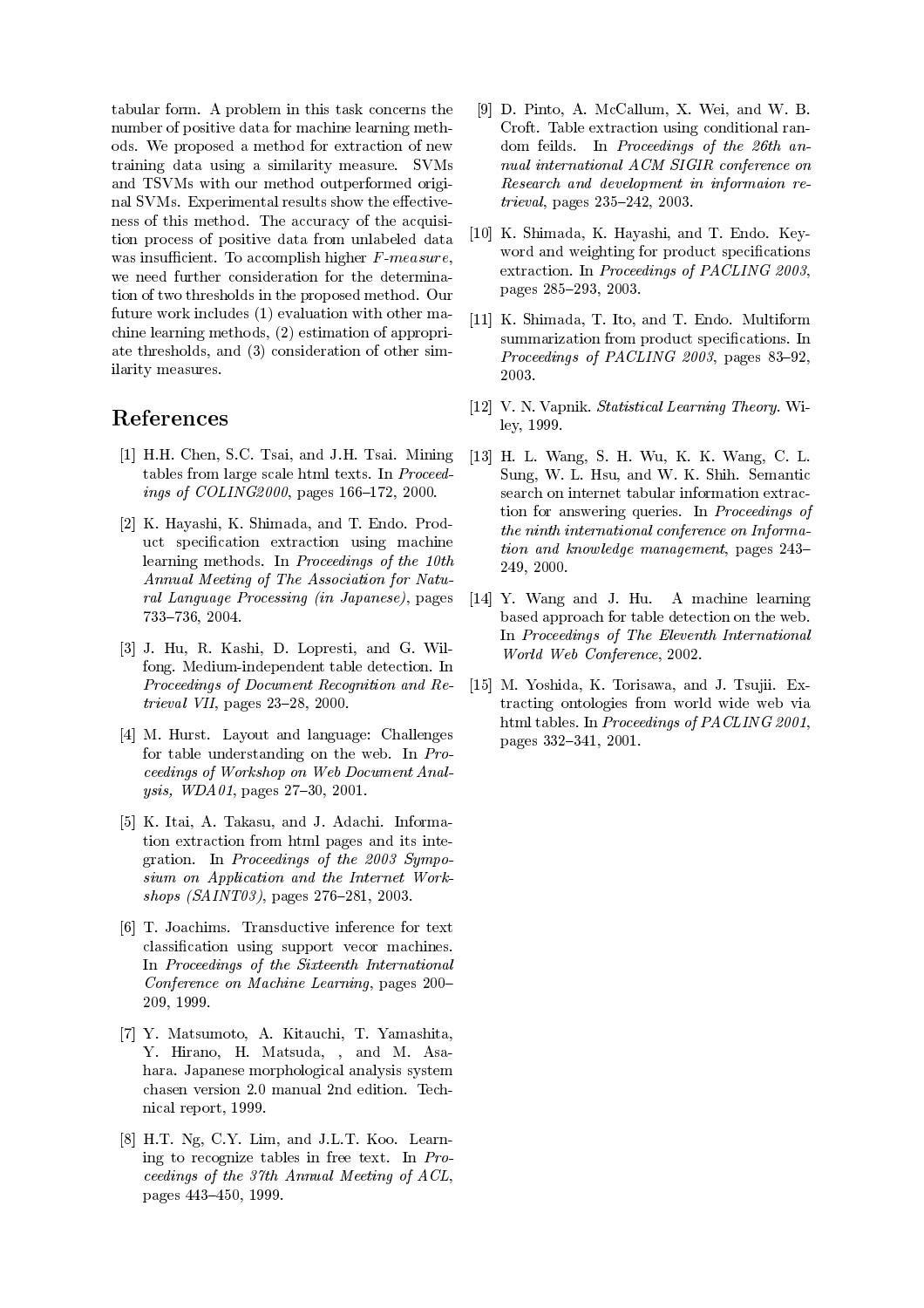tabular form. A problem in this task concerns the number of positive data for machine learning methods. We proposed a method for extraction of new training data using a similarity measure. SVMs and TSVMs with our method outperformed original SVMs. Experimental results show the effectiveness of this method. The accuracy of the acquisition process of positive data from unlabeled data was insufficient. To accomplish higher *F-measure*, we need further consideration for the determination of two thresholds in the proposed method. Our future work includes (1) evaluation with other machine learning methods, (2) estimation of appropriate thresholds, and (3) consideration of other similarity measures.

## References

[1] H.H. Chen, S.C. Tsai, and J.H. Tsai. Mining tables from large scale html texts. In *Proceedings of COLING2000*, pages 166–172, 2000.

[2] K. Hayashi, K. Shimada, and T. Endo. Product specification extraction using machine learning methods. In *Proceedings of the 10th Annual Meeting of The Association for Natural Language Processing (in Japanese)*, pages 733–736, 2004.

[3] J. Hu, R. Kashi, D. Lopresti, and G. Wilfong. Medium-independent table detection. In *Proceedings of Document Recognition and Retrieval VII*, pages 23–28, 2000.

[4] M. Hurst. Layout and language: Challenges for table understanding on the web. In *Proceedings of Workshop on Web Document Analysis, WDA01*, pages 27–30, 2001.

[5] K. Itai, A. Takasu, and J. Adachi. Information extraction from html pages and its integration. In *Proceedings of the 2003 Symposium on Application and the Internet Workshops (SAINT03)*, pages 276–281, 2003.

[6] T. Joachims. Transductive inference for text classification using support vecor machines. In *Proceedings of the Sixteenth International Conference on Machine Learning*, pages 200–209, 1999.

[7] Y. Matsumoto, A. Kitauchi, T. Yamashita, Y. Hirano, H. Matsuda, , and M. Asahara. Japanese morphological analysis system chasen version 2.0 manual 2nd edition. Technical report, 1999.

[8] H.T. Ng, C.Y. Lim, and J.L.T. Koo. Learning to recognize tables in free text. In *Proceedings of the 37th Annual Meeting of ACL*, pages 443–450, 1999.

[9] D. Pinto, A. McCallum, X. Wei, and W. B. Croft. Table extraction using conditional random feilds. In *Proceedings of the 26th annual international ACM SIGIR conference on Research and development in informaion retrieval*, pages 235–242, 2003.

[10] K. Shimada, K. Hayashi, and T. Endo. Keyword and weighting for product specifications extraction. In *Proceedings of PACLING 2003*, pages 285–293, 2003.

[11] K. Shimada, T. Ito, and T. Endo. Multiform summarization from product specifications. In *Proceedings of PACLING 2003*, pages 83–92, 2003.

[12] V. N. Vapnik. *Statistical Learning Theory*. Wiley, 1999.

[13] H. L. Wang, S. H. Wu, K. K. Wang, C. L. Sung, W. L. Hsu, and W. K. Shih. Semantic search on internet tabular information extraction for answering queries. In *Proceedings of the ninth international conference on Information and knowledge management*, pages 243–249, 2000.

[14] Y. Wang and J. Hu. A machine learning based approach for table detection on the web. In *Proceedings of The Eleventh International World Web Conference*, 2002.

[15] M. Yoshida, K. Torisawa, and J. Tsujii. Extracting ontologies from world wide web via html tables. In *Proceedings of PACLING 2001*, pages 332–341, 2001.